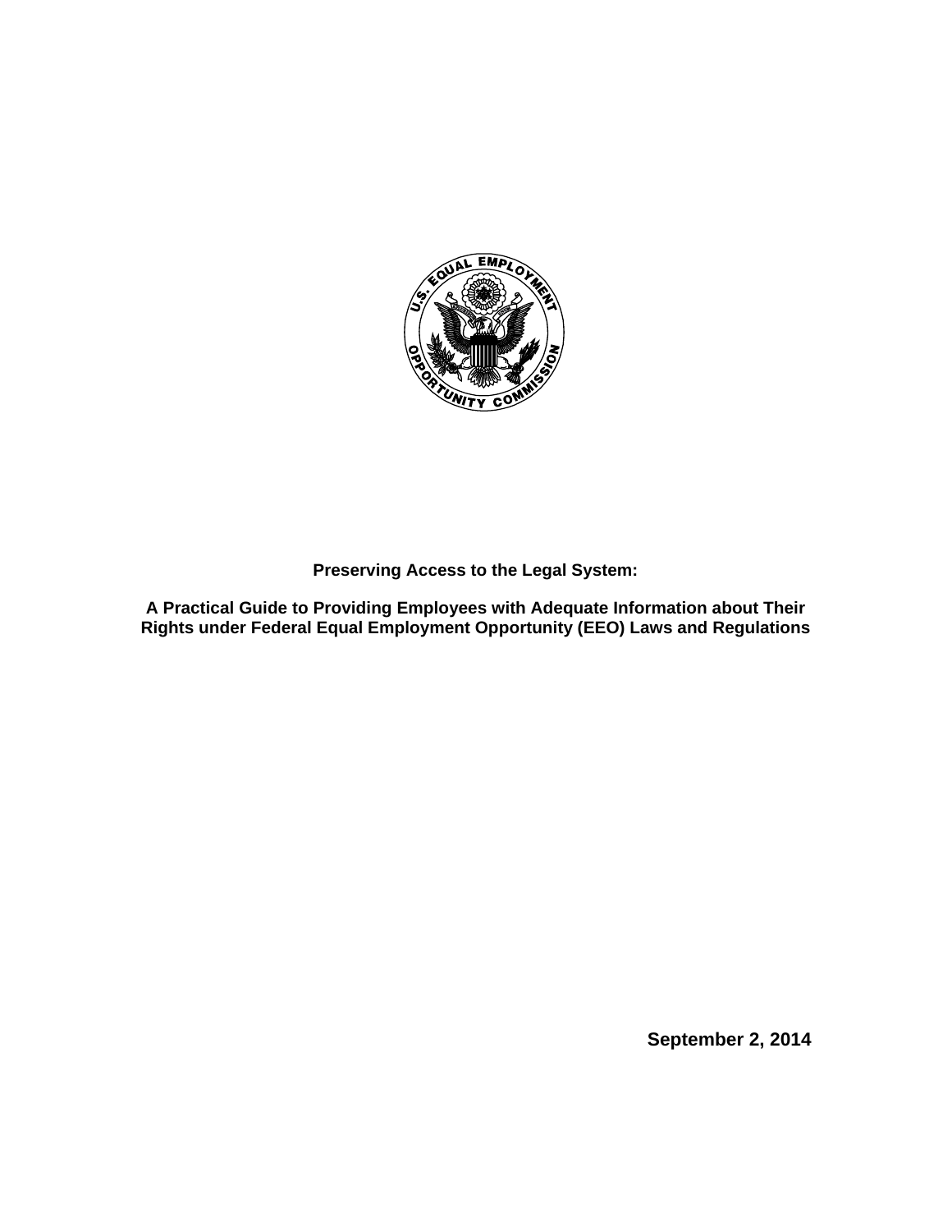**Preserving Access to the Legal System:**

**A Practical Guide to Providing Employees with Adequate Information about Their Rights under Federal Equal Employment Opportunity (EEO) Laws and Regulations**

**September 2, 2014**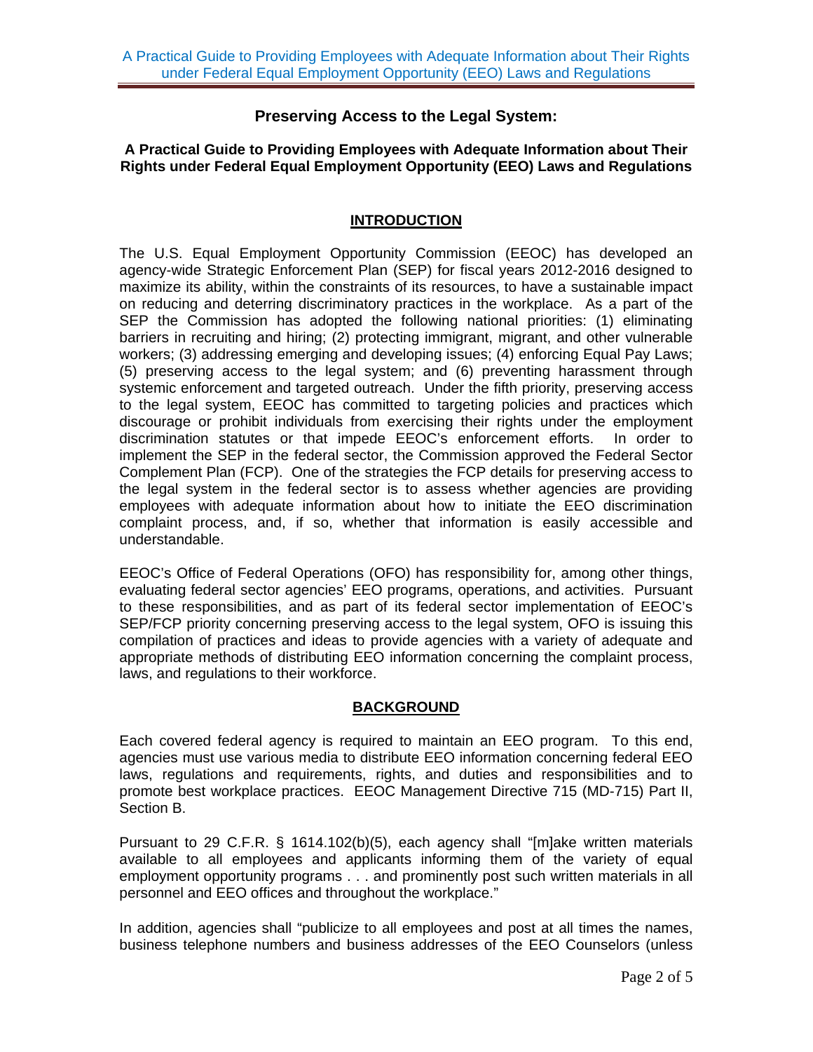# Preserving Access to the Legal System:

### A Practical Guide to Providing Employees with Adequate Information about Their Rights under Federal Equal Employment Opportunity (EEO) Laws and Regulations

## INTRODUCTION

The U.S. Equal Employment Opportunity Commission (EEOC) has developed an agency-wide Strategic Enforcement Plan (SEP) for fiscal years 2012-2016 designed to maximize its ability, within the constraints of its resources, to have a sustainable impact on reducing and deterring discriminatory practices in the workplace. As a part of the SEP the Commission has adopted the following national priorities: (1) eliminating barriers in recruiting and hiring; (2) protecting immigrant, migrant, and other vulnerable workers; (3) addressing emerging and developing issues; (4) enforcing Equal Pay Laws; (5) preserving access to the legal system; and (6) preventing harassment through systemic enforcement and targeted outreach. Under the fifth priority, preserving access to the legal system, EEOC has committed to targeting policies and practices which discourage or prohibit individuals from exercising their rights under the employment discrimination statutes or that impede EEOC's enforcement efforts. In order to implement the SEP in the federal sector, the Commission approved the Federal Sector Complement Plan (FCP). One of the strategies the FCP details for preserving access to the legal system in the federal sector is to assess whether agencies are providing employees with adequate information about how to initiate the EEO discrimination complaint process, and, if so, whether that information is easily accessible and understandable.

EEOC's Office of Federal Operations (OFO) has responsibility for, among other things, evaluating federal sector agencies' EEO programs, operations, and activities. Pursuant to these responsibilities, and as part of its federal sector implementation of EEOC's SEP/FCP priority concerning preserving access to the legal system, OFO is issuing this compilation of practices and ideas to provide agencies with a variety of adequate and appropriate methods of distributing EEO information concerning the complaint process, laws, and regulations to their workforce.

## BACKGROUND

Each covered federal agency is required to maintain an EEO program. To this end, agencies must use various media to distribute EEO information concerning federal EEO laws, regulations and requirements, rights, and duties and responsibilities and to promote best workplace practices. EEOC Management Directive 715 (MD-715) Part II, Section B.

Pursuant to 29 C.F.R. § 1614.102(b)(5), each agency shall "[m]ake written materials available to all employees and applicants informing them of the variety of equal employment opportunity programs . . . and prominently post such written materials in all personnel and EEO offices and throughout the workplace."

In addition, agencies shall "publicize to all employees and post at all times the names, business telephone numbers and business addresses of the EEO Counselors (unless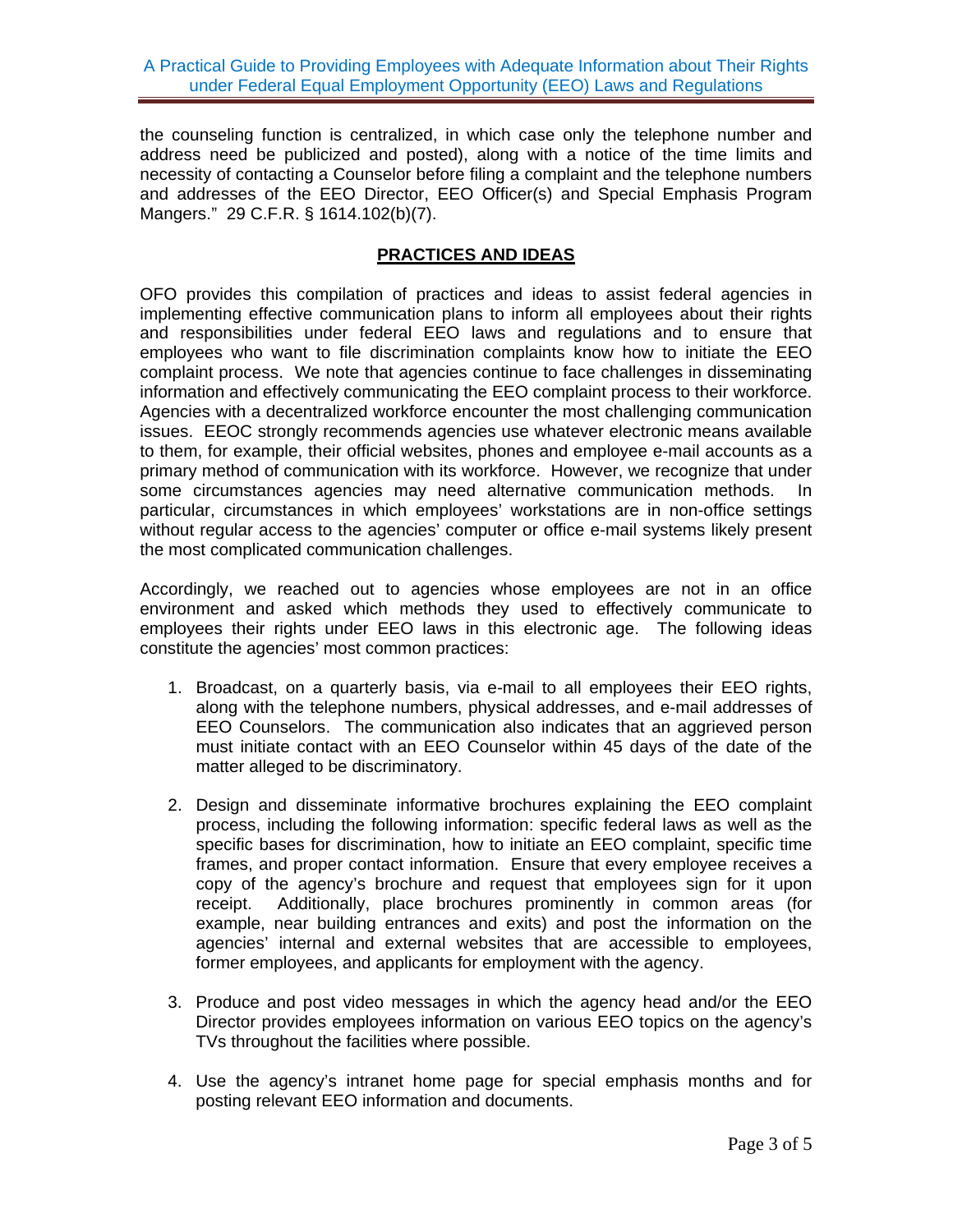the counseling function is centralized, in which case only the telephone number and address need be publicized and posted), along with a notice of the time limits and necessity of contacting a Counselor before filing a complaint and the telephone numbers and addresses of the EEO Director, EEO Officer(s) and Special Emphasis Program Mangers." 29 C.F.R. § 1614.102(b)(7).

## PRACTICES AND IDEAS

OFO provides this compilation of practices and ideas to assist federal agencies in implementing effective communication plans to inform all employees about their rights and responsibilities under federal EEO laws and regulations and to ensure that employees who want to file discrimination complaints know how to initiate the EEO complaint process. We note that agencies continue to face challenges in disseminating information and effectively communicating the EEO complaint process to their workforce. Agencies with a decentralized workforce encounter the most challenging communication issues. EEOC strongly recommends agencies use whatever electronic means available to them, for example, their official websites, phones and employee e-mail accounts as a primary method of communication with its workforce. However, we recognize that under some circumstances agencies may need alternative communication methods. In particular, circumstances in which employees' workstations are in non-office settings without regular access to the agencies' computer or office e-mail systems likely present the most complicated communication challenges.

Accordingly, we reached out to agencies whose employees are not in an office environment and asked which methods they used to effectively communicate to employees their rights under EEO laws in this electronic age. The following ideas constitute the agencies' most common practices:

1. Broadcast, on a quarterly basis, via e-mail to all employees their EEO rights, along with the telephone numbers, physical addresses, and e-mail addresses of EEO Counselors. The communication also indicates that an aggrieved person must initiate contact with an EEO Counselor within 45 days of the date of the matter alleged to be discriminatory.

2. Design and disseminate informative brochures explaining the EEO complaint process, including the following information: specific federal laws as well as the specific bases for discrimination, how to initiate an EEO complaint, specific time frames, and proper contact information. Ensure that every employee receives a copy of the agency's brochure and request that employees sign for it upon receipt. Additionally, place brochures prominently in common areas (for example, near building entrances and exits) and post the information on the agencies' internal and external websites that are accessible to employees, former employees, and applicants for employment with the agency.

3. Produce and post video messages in which the agency head and/or the EEO Director provides employees information on various EEO topics on the agency's TVs throughout the facilities where possible.

4. Use the agency's intranet home page for special emphasis months and for posting relevant EEO information and documents.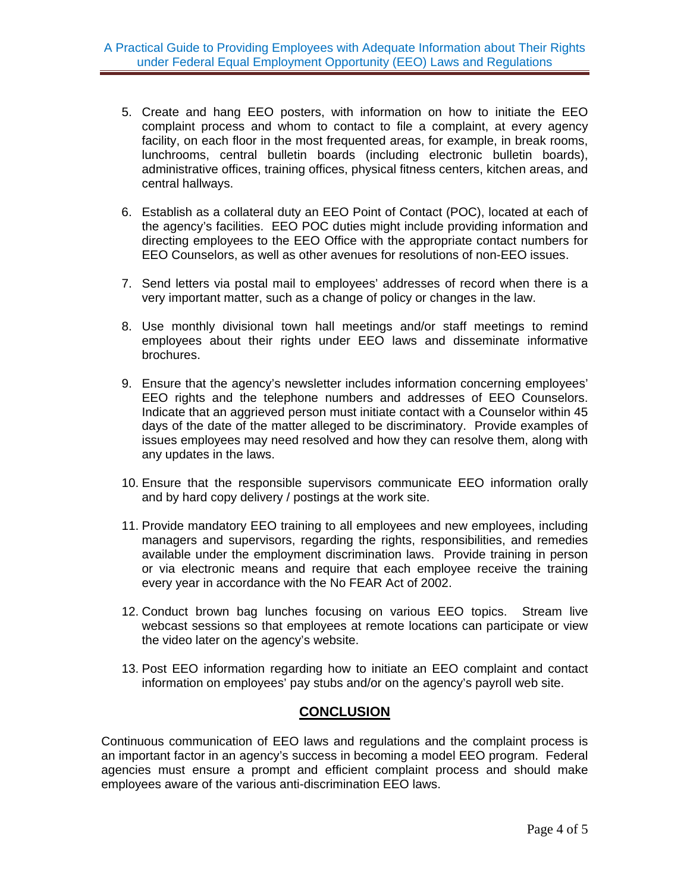5. Create and hang EEO posters, with information on how to initiate the EEO complaint process and whom to contact to file a complaint, at every agency facility, on each floor in the most frequented areas, for example, in break rooms, lunchrooms, central bulletin boards (including electronic bulletin boards), administrative offices, training offices, physical fitness centers, kitchen areas, and central hallways.

6. Establish as a collateral duty an EEO Point of Contact (POC), located at each of the agency's facilities. EEO POC duties might include providing information and directing employees to the EEO Office with the appropriate contact numbers for EEO Counselors, as well as other avenues for resolutions of non-EEO issues.

7. Send letters via postal mail to employees' addresses of record when there is a very important matter, such as a change of policy or changes in the law.

8. Use monthly divisional town hall meetings and/or staff meetings to remind employees about their rights under EEO laws and disseminate informative brochures.

9. Ensure that the agency's newsletter includes information concerning employees' EEO rights and the telephone numbers and addresses of EEO Counselors. Indicate that an aggrieved person must initiate contact with a Counselor within 45 days of the date of the matter alleged to be discriminatory. Provide examples of issues employees may need resolved and how they can resolve them, along with any updates in the laws.

10. Ensure that the responsible supervisors communicate EEO information orally and by hard copy delivery / postings at the work site.

11. Provide mandatory EEO training to all employees and new employees, including managers and supervisors, regarding the rights, responsibilities, and remedies available under the employment discrimination laws. Provide training in person or via electronic means and require that each employee receive the training every year in accordance with the No FEAR Act of 2002.

12. Conduct brown bag lunches focusing on various EEO topics. Stream live webcast sessions so that employees at remote locations can participate or view the video later on the agency's website.

13. Post EEO information regarding how to initiate an EEO complaint and contact information on employees' pay stubs and/or on the agency's payroll web site.

## CONCLUSION

Continuous communication of EEO laws and regulations and the complaint process is an important factor in an agency's success in becoming a model EEO program. Federal agencies must ensure a prompt and efficient complaint process and should make employees aware of the various anti-discrimination EEO laws.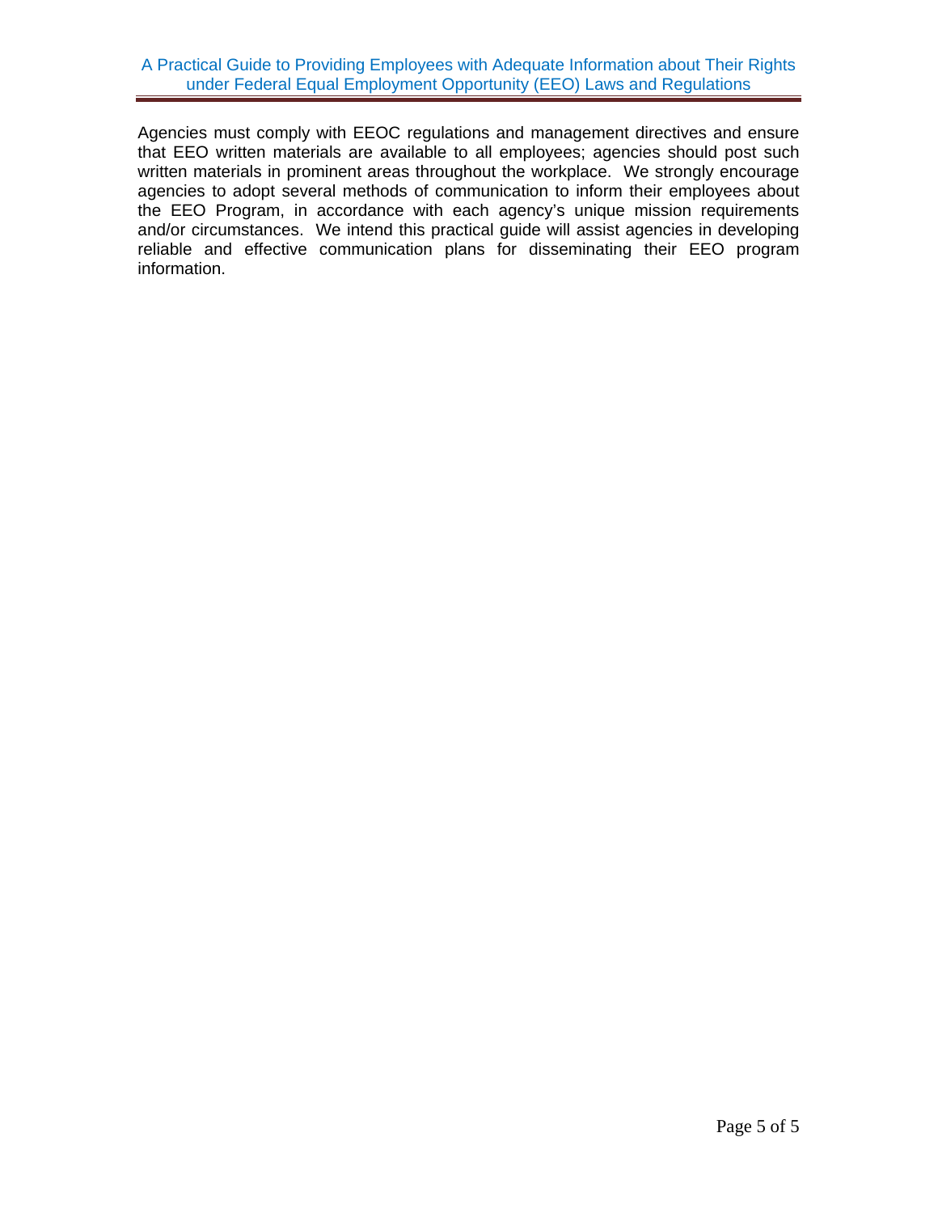Agencies must comply with EEOC regulations and management directives and ensure that EEO written materials are available to all employees; agencies should post such written materials in prominent areas throughout the workplace. We strongly encourage agencies to adopt several methods of communication to inform their employees about the EEO Program, in accordance with each agency's unique mission requirements and/or circumstances. We intend this practical guide will assist agencies in developing reliable and effective communication plans for disseminating their EEO program information.